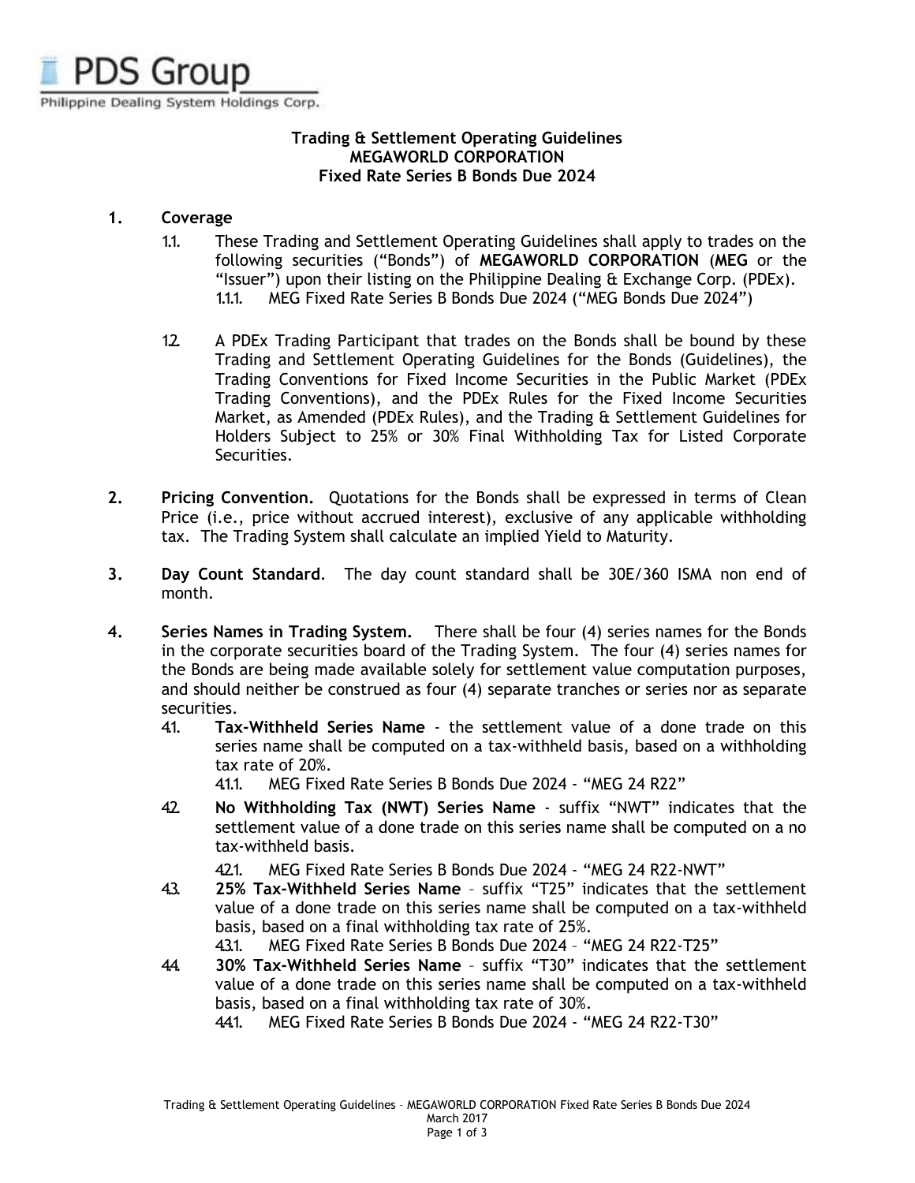PDS Group
Philippine Dealing System Holdings Corp.

**Trading & Settlement Operating Guidelines**
**MEGAWORLD CORPORATION**
**Fixed Rate Series B Bonds Due 2024**

1. **Coverage**
   - 1.1. These Trading and Settlement Operating Guidelines shall apply to trades on the following securities ("Bonds") of **MEGAWORLD CORPORATION** (**MEG** or the "Issuer") upon their listing on the Philippine Dealing & Exchange Corp. (PDEx).
     - 1.1.1. MEG Fixed Rate Series B Bonds Due 2024 ("MEG Bonds Due 2024")
   - 1.2. A PDEx Trading Participant that trades on the Bonds shall be bound by these Trading and Settlement Operating Guidelines for the Bonds (Guidelines), the Trading Conventions for Fixed Income Securities in the Public Market (PDEx Trading Conventions), and the PDEx Rules for the Fixed Income Securities Market, as Amended (PDEx Rules), and the Trading & Settlement Guidelines for Holders Subject to 25% or 30% Final Withholding Tax for Listed Corporate Securities.

2. **Pricing Convention.** Quotations for the Bonds shall be expressed in terms of Clean Price (i.e., price without accrued interest), exclusive of any applicable withholding tax. The Trading System shall calculate an implied Yield to Maturity.

3. **Day Count Standard**. The day count standard shall be 30E/360 ISMA non end of month.

4. **Series Names in Trading System.** There shall be four (4) series names for the Bonds in the corporate securities board of the Trading System. The four (4) series names for the Bonds are being made available solely for settlement value computation purposes, and should neither be construed as four (4) separate tranches or series nor as separate securities.
   - 4.1. **Tax-Withheld Series Name** - the settlement value of a done trade on this series name shall be computed on a tax-withheld basis, based on a withholding tax rate of 20%.
     - 4.1.1. MEG Fixed Rate Series B Bonds Due 2024 - "MEG 24 R22"
   - 4.2. **No Withholding Tax (NWT) Series Name** - suffix "NWT" indicates that the settlement value of a done trade on this series name shall be computed on a no tax-withheld basis.
     - 4.2.1. MEG Fixed Rate Series B Bonds Due 2024 - "MEG 24 R22-NWT"
   - 4.3. **25% Tax-Withheld Series Name** – suffix "T25" indicates that the settlement value of a done trade on this series name shall be computed on a tax-withheld basis, based on a final withholding tax rate of 25%.
     - 4.3.1. MEG Fixed Rate Series B Bonds Due 2024 – "MEG 24 R22-T25"
   - 4.4. **30% Tax-Withheld Series Name** – suffix "T30" indicates that the settlement value of a done trade on this series name shall be computed on a tax-withheld basis, based on a final withholding tax rate of 30%.
     - 4.4.1. MEG Fixed Rate Series B Bonds Due 2024 - "MEG 24 R22-T30"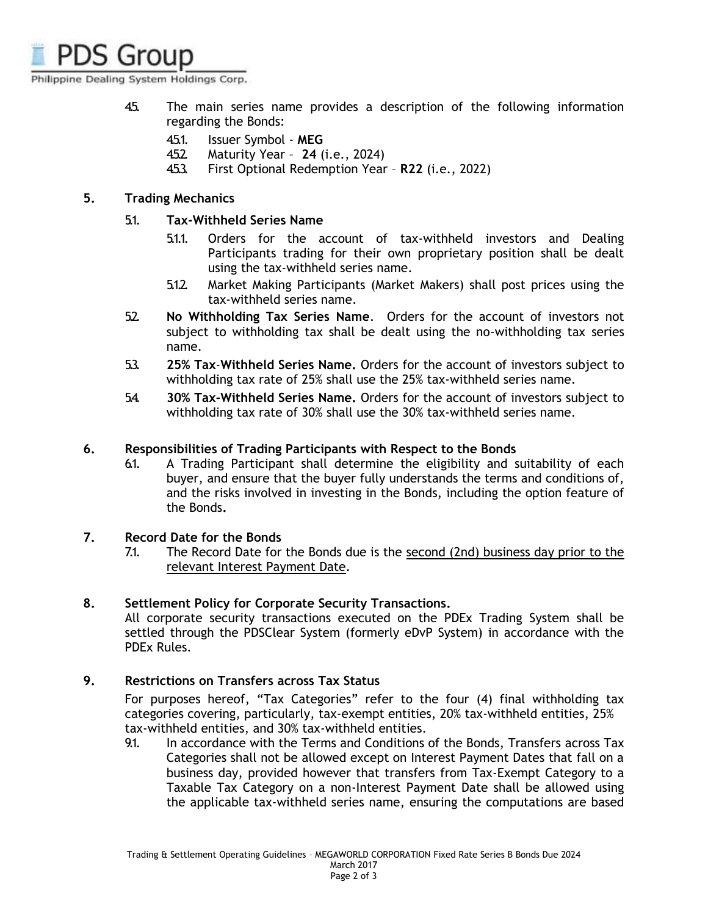4.5. The main series name provides a description of the following information regarding the Bonds:

4.5.1. Issuer Symbol - **MEG**

4.5.2. Maturity Year – **24** (i.e., 2024)

4.5.3. First Optional Redemption Year – **R22** (i.e., 2022)

## 5. Trading Mechanics

5.1. **Tax-Withheld Series Name**

5.1.1. Orders for the account of tax-withheld investors and Dealing Participants trading for their own proprietary position shall be dealt using the tax-withheld series name.

5.1.2. Market Making Participants (Market Makers) shall post prices using the tax-withheld series name.

5.2. **No Withholding Tax Series Name**. Orders for the account of investors not subject to withholding tax shall be dealt using the no-withholding tax series name.

5.3. **25% Tax-Withheld Series Name.** Orders for the account of investors subject to withholding tax rate of 25% shall use the 25% tax-withheld series name.

5.4. **30% Tax-Withheld Series Name.** Orders for the account of investors subject to withholding tax rate of 30% shall use the 30% tax-withheld series name.

## 6. Responsibilities of Trading Participants with Respect to the Bonds

6.1. A Trading Participant shall determine the eligibility and suitability of each buyer, and ensure that the buyer fully understands the terms and conditions of, and the risks involved in investing in the Bonds, including the option feature of the Bonds**.**

## 7. Record Date for the Bonds

7.1. The Record Date for the Bonds due is the second (2nd) business day prior to the relevant Interest Payment Date.

## 8. Settlement Policy for Corporate Security Transactions.

All corporate security transactions executed on the PDEx Trading System shall be settled through the PDSClear System (formerly eDvP System) in accordance with the PDEx Rules.

## 9. Restrictions on Transfers across Tax Status

For purposes hereof, "Tax Categories" refer to the four (4) final withholding tax categories covering, particularly, tax-exempt entities, 20% tax-withheld entities, 25% tax-withheld entities, and 30% tax-withheld entities.

9.1. In accordance with the Terms and Conditions of the Bonds, Transfers across Tax Categories shall not be allowed except on Interest Payment Dates that fall on a business day, provided however that transfers from Tax-Exempt Category to a Taxable Tax Category on a non-Interest Payment Date shall be allowed using the applicable tax-withheld series name, ensuring the computations are based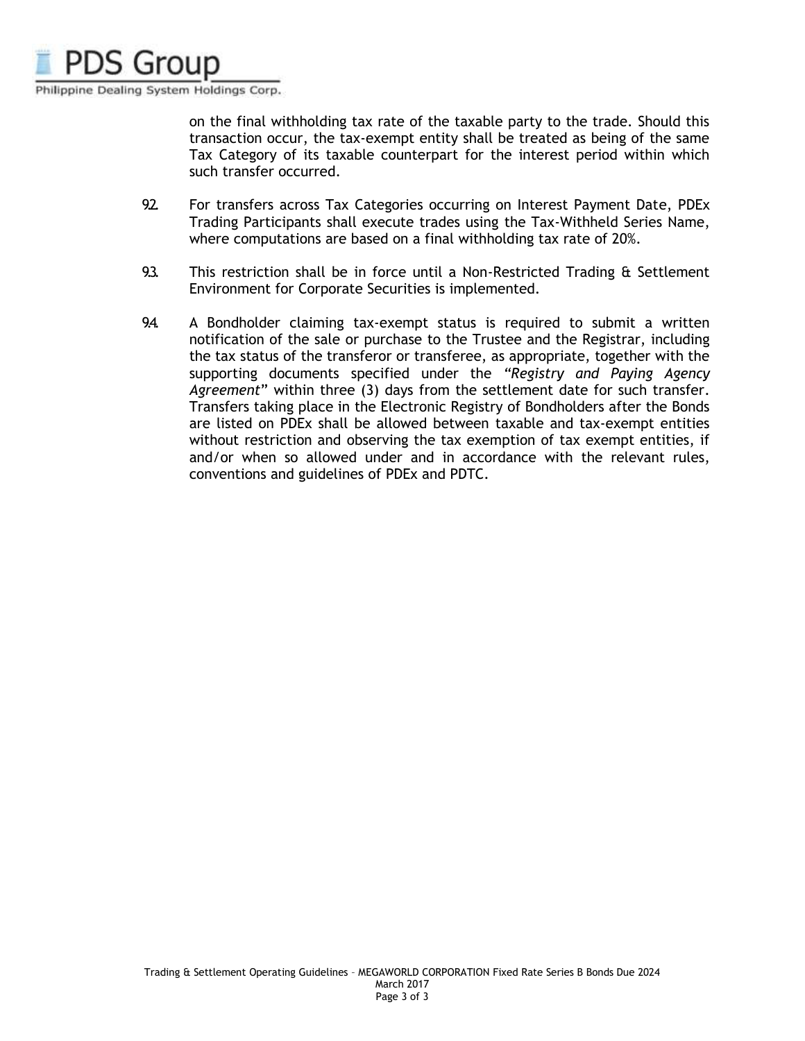on the final withholding tax rate of the taxable party to the trade. Should this transaction occur, the tax-exempt entity shall be treated as being of the same Tax Category of its taxable counterpart for the interest period within which such transfer occurred.

9.2. For transfers across Tax Categories occurring on Interest Payment Date, PDEx Trading Participants shall execute trades using the Tax-Withheld Series Name, where computations are based on a final withholding tax rate of 20%.

9.3. This restriction shall be in force until a Non-Restricted Trading & Settlement Environment for Corporate Securities is implemented.

9.4. A Bondholder claiming tax-exempt status is required to submit a written notification of the sale or purchase to the Trustee and the Registrar, including the tax status of the transferor or transferee, as appropriate, together with the supporting documents specified under the *"Registry and Paying Agency Agreement"* within three (3) days from the settlement date for such transfer. Transfers taking place in the Electronic Registry of Bondholders after the Bonds are listed on PDEx shall be allowed between taxable and tax-exempt entities without restriction and observing the tax exemption of tax exempt entities, if and/or when so allowed under and in accordance with the relevant rules, conventions and guidelines of PDEx and PDTC.